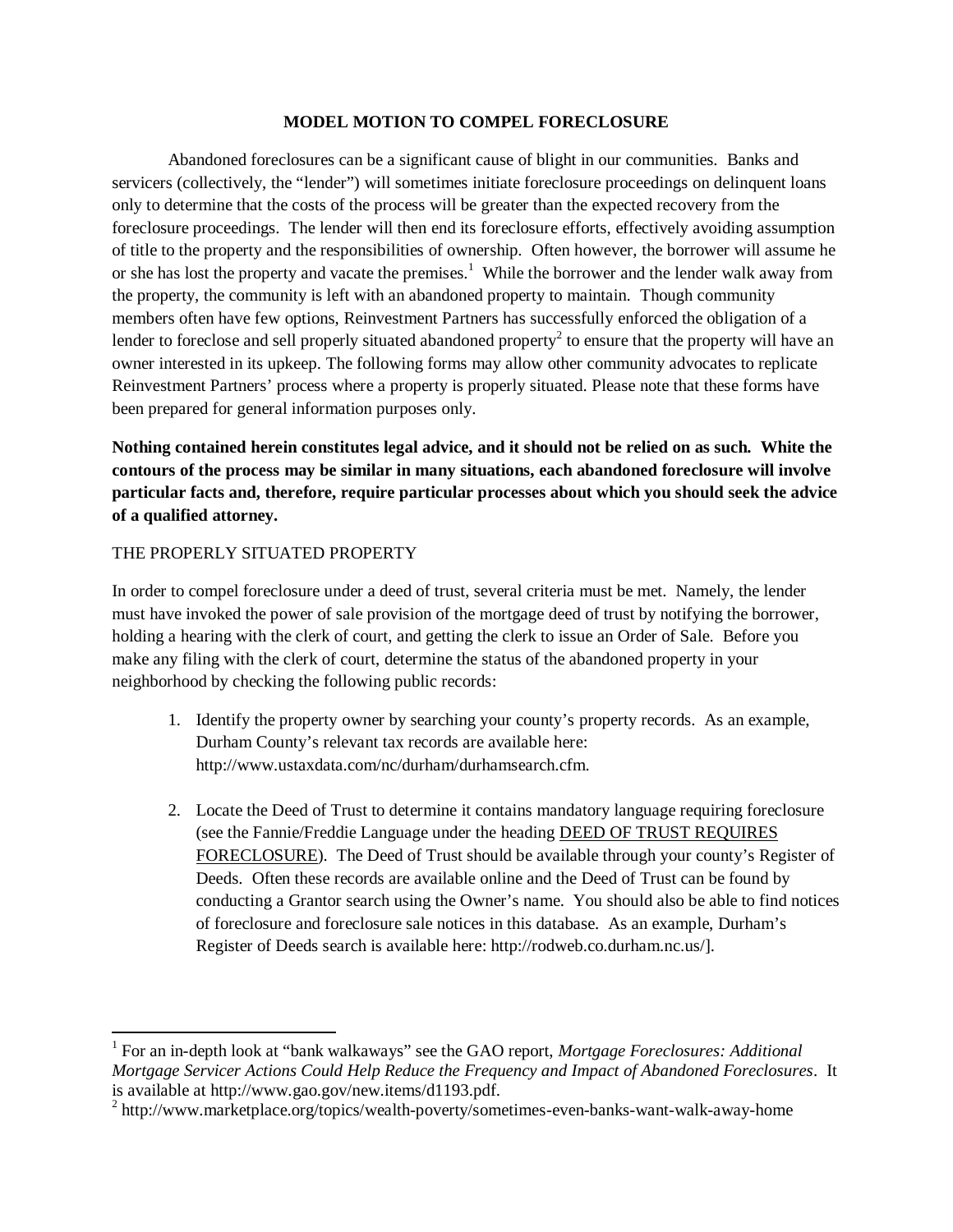# MODEL MOTION TO COMPEL FORECLOSURE

Abandoned foreclosures can be a significant cause of blight in our communities. Banks and servicers (collectively, the "lender") will sometimes initiate foreclosure proceedings on delinquent loans only to determine that the costs of the process will be greater than the expected recovery from the foreclosure proceedings. The lender will then end its foreclosure efforts, effectively avoiding assumption of title to the property and the responsibilities of ownership. Often however, the borrower will assume he or she has lost the property and vacate the premises.[1] While the borrower and the lender walk away from the property, the community is left with an abandoned property to maintain. Though community members often have few options, Reinvestment Partners has successfully enforced the obligation of a lender to foreclose and sell properly situated abandoned property[2] to ensure that the property will have an owner interested in its upkeep. The following forms may allow other community advocates to replicate Reinvestment Partners' process where a property is properly situated. Please note that these forms have been prepared for general information purposes only.

**Nothing contained herein constitutes legal advice, and it should not be relied on as such. White the contours of the process may be similar in many situations, each abandoned foreclosure will involve particular facts and, therefore, require particular processes about which you should seek the advice of a qualified attorney.**

## THE PROPERLY SITUATED PROPERTY

In order to compel foreclosure under a deed of trust, several criteria must be met. Namely, the lender must have invoked the power of sale provision of the mortgage deed of trust by notifying the borrower, holding a hearing with the clerk of court, and getting the clerk to issue an Order of Sale. Before you make any filing with the clerk of court, determine the status of the abandoned property in your neighborhood by checking the following public records:

1. Identify the property owner by searching your county's property records. As an example, Durham County's relevant tax records are available here: http://www.ustaxdata.com/nc/durham/durhamsearch.cfm.
2. Locate the Deed of Trust to determine it contains mandatory language requiring foreclosure (see the Fannie/Freddie Language under the heading DEED OF TRUST REQUIRES FORECLOSURE). The Deed of Trust should be available through your county's Register of Deeds. Often these records are available online and the Deed of Trust can be found by conducting a Grantor search using the Owner's name. You should also be able to find notices of foreclosure and foreclosure sale notices in this database. As an example, Durham's Register of Deeds search is available here: http://rodweb.co.durham.nc.us/].

---

[1] For an in-depth look at "bank walkaways" see the GAO report, *Mortgage Foreclosures: Additional Mortgage Servicer Actions Could Help Reduce the Frequency and Impact of Abandoned Foreclosures*. It is available at http://www.gao.gov/new.items/d1193.pdf.

[2] http://www.marketplace.org/topics/wealth-poverty/sometimes-even-banks-want-walk-away-home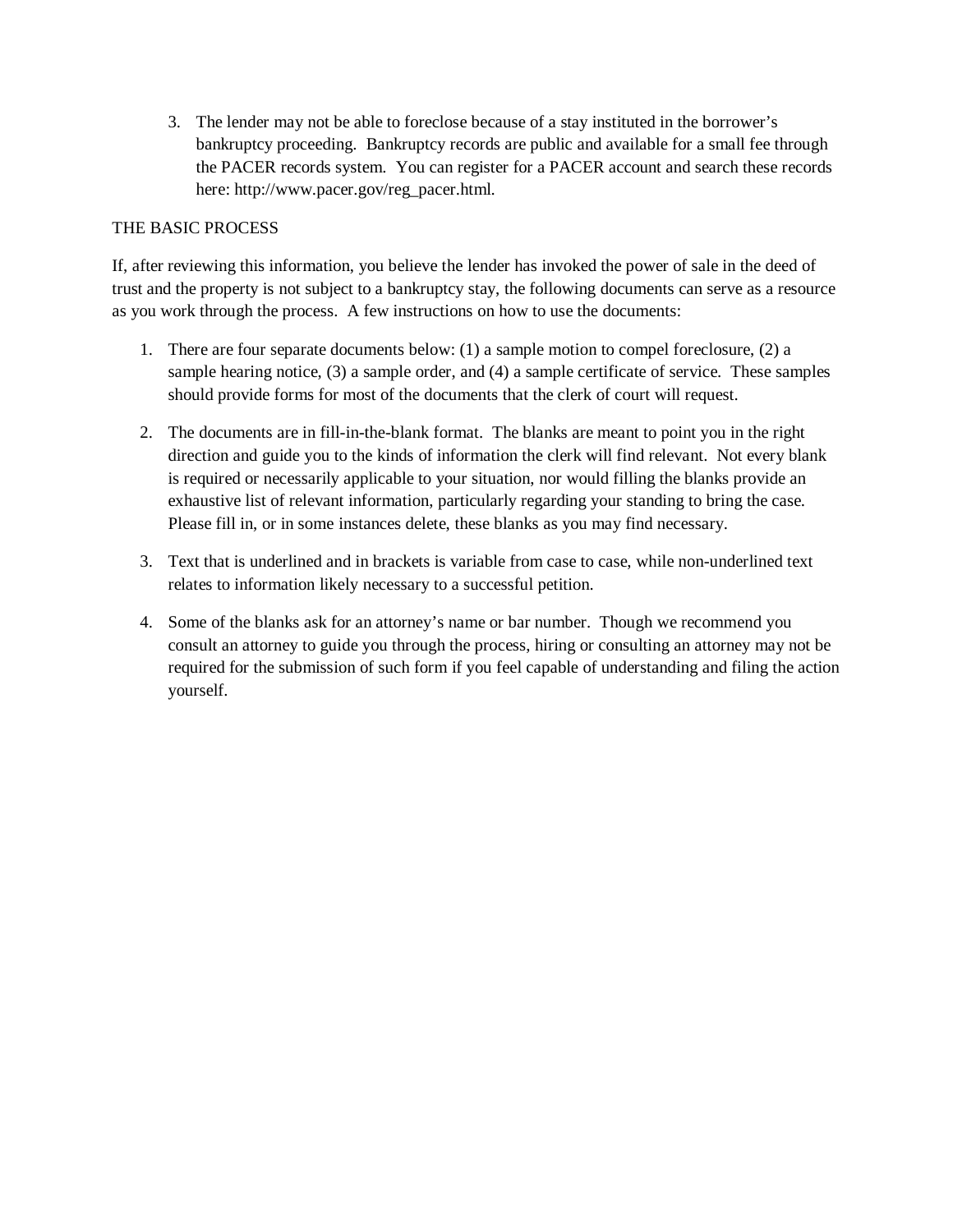3. The lender may not be able to foreclose because of a stay instituted in the borrower's bankruptcy proceeding. Bankruptcy records are public and available for a small fee through the PACER records system. You can register for a PACER account and search these records here: http://www.pacer.gov/reg_pacer.html.

THE BASIC PROCESS

If, after reviewing this information, you believe the lender has invoked the power of sale in the deed of trust and the property is not subject to a bankruptcy stay, the following documents can serve as a resource as you work through the process. A few instructions on how to use the documents:

1. There are four separate documents below: (1) a sample motion to compel foreclosure, (2) a sample hearing notice, (3) a sample order, and (4) a sample certificate of service. These samples should provide forms for most of the documents that the clerk of court will request.

2. The documents are in fill-in-the-blank format. The blanks are meant to point you in the right direction and guide you to the kinds of information the clerk will find relevant. Not every blank is required or necessarily applicable to your situation, nor would filling the blanks provide an exhaustive list of relevant information, particularly regarding your standing to bring the case. Please fill in, or in some instances delete, these blanks as you may find necessary.

3. Text that is underlined and in brackets is variable from case to case, while non-underlined text relates to information likely necessary to a successful petition.

4. Some of the blanks ask for an attorney's name or bar number. Though we recommend you consult an attorney to guide you through the process, hiring or consulting an attorney may not be required for the submission of such form if you feel capable of understanding and filing the action yourself.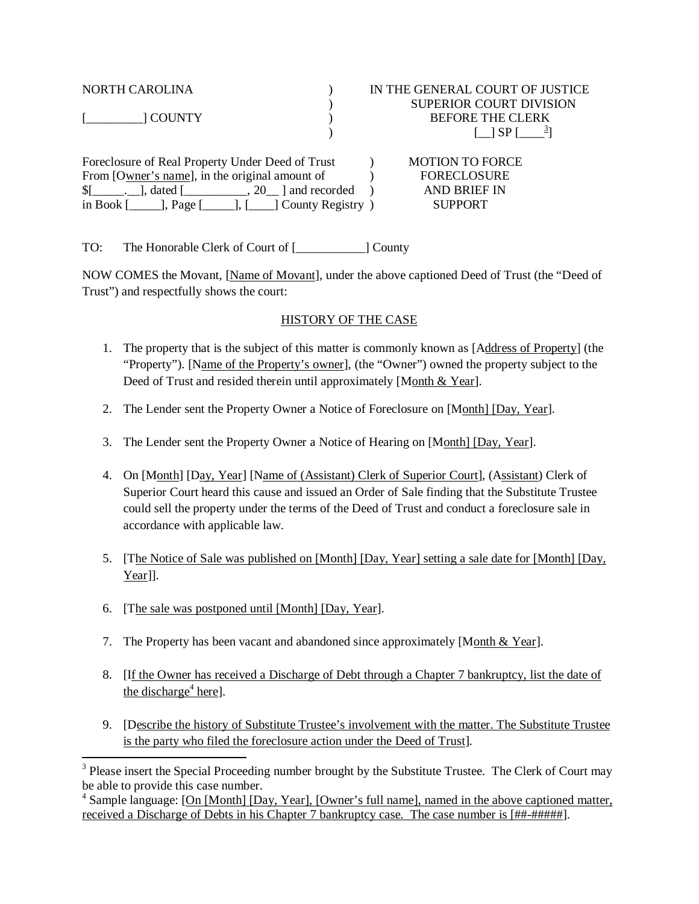| NORTH CAROLINA | ) | IN THE GENERAL COURT OF JUSTICE |
|---|---|---|
| | ) | SUPERIOR COURT DIVISION |
| [_________] COUNTY | ) | BEFORE THE CLERK |
| | ) | [__] SP [____[3]] |

| | | |
|---|---|---|
| Foreclosure of Real Property Under Deed of Trust From [Owner's name], in the original amount of $[_____.__], dated [__________, 20__ ] and recorded in Book [_____], Page [_____], [____] County Registry | ) | MOTION TO FORCE FORECLOSURE AND BRIEF IN SUPPORT |

TO: The Honorable Clerk of Court of [___________] County

NOW COMES the Movant, [Name of Movant], under the above captioned Deed of Trust (the "Deed of Trust") and respectfully shows the court:

## HISTORY OF THE CASE

1. The property that is the subject of this matter is commonly known as [Address of Property] (the "Property"). [Name of the Property's owner], (the "Owner") owned the property subject to the Deed of Trust and resided therein until approximately [Month & Year].

2. The Lender sent the Property Owner a Notice of Foreclosure on [Month] [Day, Year].

3. The Lender sent the Property Owner a Notice of Hearing on [Month] [Day, Year].

4. On [Month] [Day, Year] [Name of (Assistant) Clerk of Superior Court], (Assistant) Clerk of Superior Court heard this cause and issued an Order of Sale finding that the Substitute Trustee could sell the property under the terms of the Deed of Trust and conduct a foreclosure sale in accordance with applicable law.

5. [The Notice of Sale was published on [Month] [Day, Year] setting a sale date for [Month] [Day, Year]].

6. [The sale was postponed until [Month] [Day, Year]].

7. The Property has been vacant and abandoned since approximately [Month & Year].

8. [If the Owner has received a Discharge of Debt through a Chapter 7 bankruptcy, list the date of the discharge[4] here].

9. [Describe the history of Substitute Trustee's involvement with the matter. The Substitute Trustee is the party who filed the foreclosure action under the Deed of Trust].

---

[3] Please insert the Special Proceeding number brought by the Substitute Trustee. The Clerk of Court may be able to provide this case number.

[4] Sample language: [On [Month] [Day, Year], [Owner's full name], named in the above captioned matter, received a Discharge of Debts in his Chapter 7 bankruptcy case. The case number is [##-#####].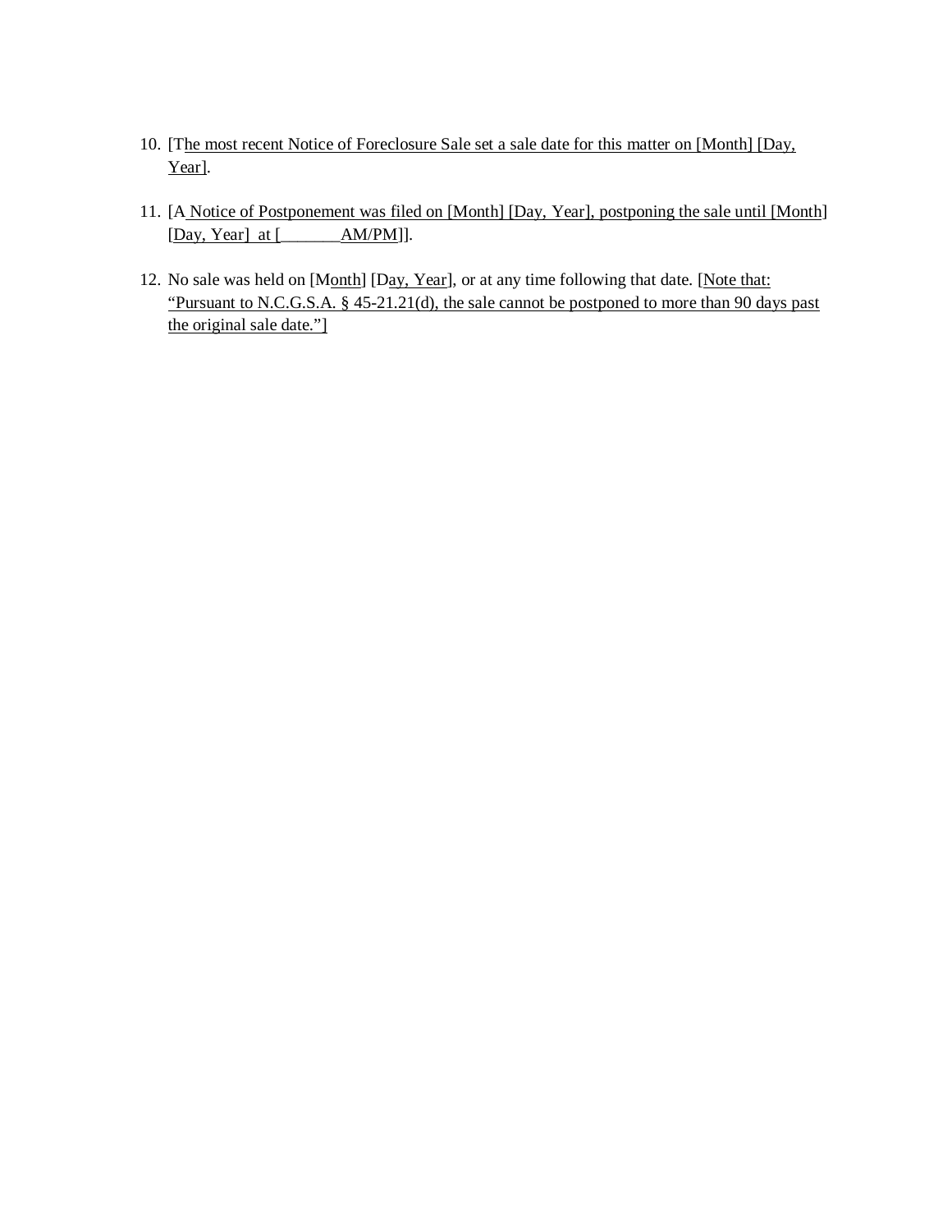10. [The most recent Notice of Foreclosure Sale set a sale date for this matter on [Month] [Day, Year].

11. [A Notice of Postponement was filed on [Month] [Day, Year], postponing the sale until [Month] [Day, Year] at [_______AM/PM]].

12. No sale was held on [Month] [Day, Year], or at any time following that date. [Note that: "Pursuant to N.C.G.S.A. § 45-21.21(d), the sale cannot be postponed to more than 90 days past the original sale date."]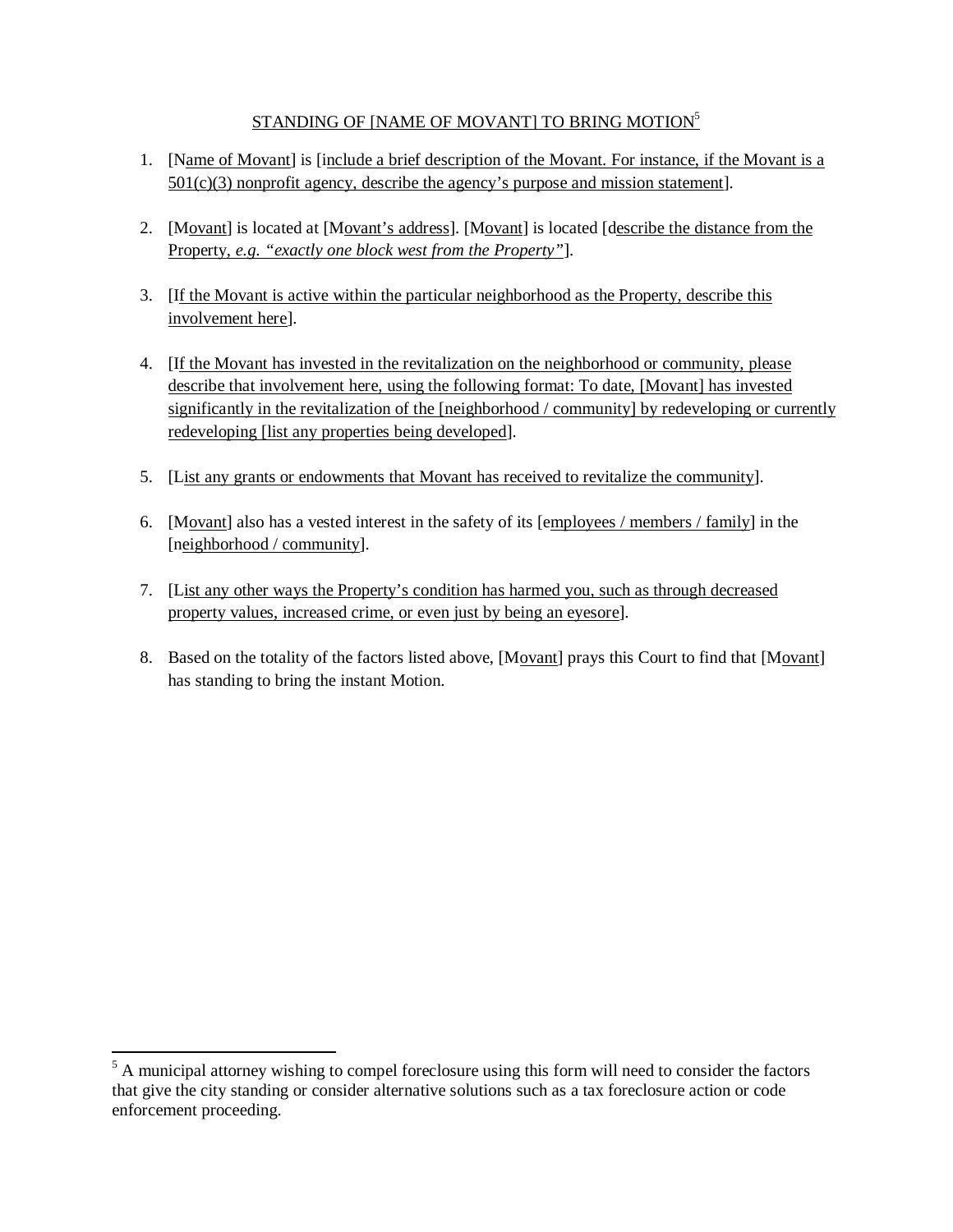## STANDING OF [NAME OF MOVANT] TO BRING MOTION[5]

1. [Name of Movant] is [include a brief description of the Movant. For instance, if the Movant is a 501(c)(3) nonprofit agency, describe the agency's purpose and mission statement].

2. [Movant] is located at [Movant's address]. [Movant] is located [describe the distance from the Property, *e.g. "exactly one block west from the Property"*].

3. [If the Movant is active within the particular neighborhood as the Property, describe this involvement here].

4. [If the Movant has invested in the revitalization on the neighborhood or community, please describe that involvement here, using the following format: To date, [Movant] has invested significantly in the revitalization of the [neighborhood / community] by redeveloping or currently redeveloping [list any properties being developed].

5. [List any grants or endowments that Movant has received to revitalize the community].

6. [Movant] also has a vested interest in the safety of its [employees / members / family] in the [neighborhood / community].

7. [List any other ways the Property's condition has harmed you, such as through decreased property values, increased crime, or even just by being an eyesore].

8. Based on the totality of the factors listed above, [Movant] prays this Court to find that [Movant] has standing to bring the instant Motion.

---

[5] A municipal attorney wishing to compel foreclosure using this form will need to consider the factors that give the city standing or consider alternative solutions such as a tax foreclosure action or code enforcement proceeding.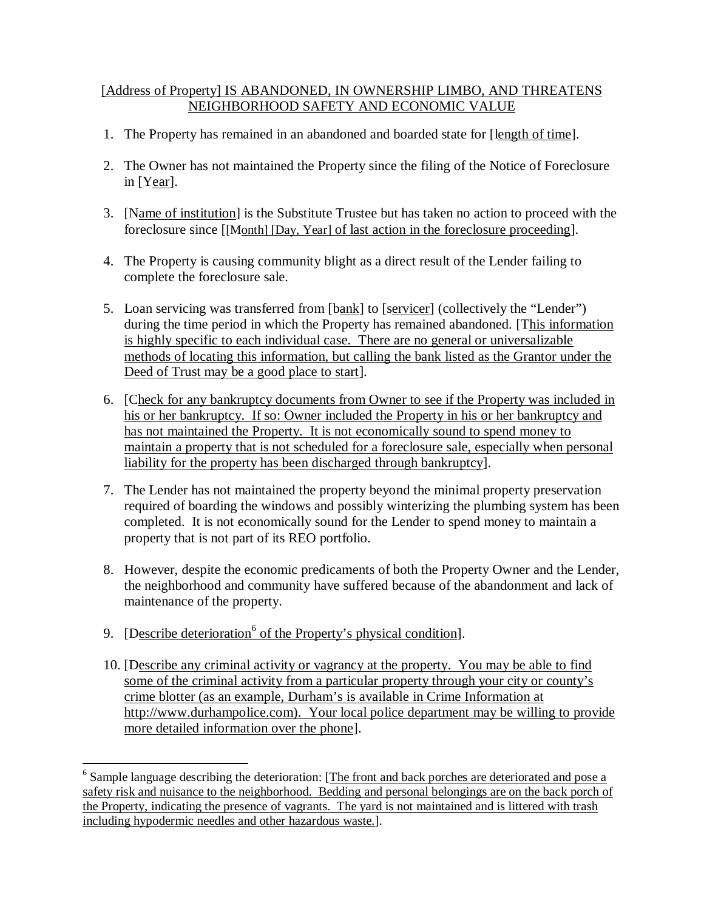[Address of Property] IS ABANDONED, IN OWNERSHIP LIMBO, AND THREATENS NEIGHBORHOOD SAFETY AND ECONOMIC VALUE

1. The Property has remained in an abandoned and boarded state for [length of time].

2. The Owner has not maintained the Property since the filing of the Notice of Foreclosure in [Year].

3. [Name of institution] is the Substitute Trustee but has taken no action to proceed with the foreclosure since [[Month] [Day, Year] of last action in the foreclosure proceeding].

4. The Property is causing community blight as a direct result of the Lender failing to complete the foreclosure sale.

5. Loan servicing was transferred from [bank] to [servicer] (collectively the "Lender") during the time period in which the Property has remained abandoned. [This information is highly specific to each individual case. There are no general or universalizable methods of locating this information, but calling the bank listed as the Grantor under the Deed of Trust may be a good place to start].

6. [Check for any bankruptcy documents from Owner to see if the Property was included in his or her bankruptcy. If so: Owner included the Property in his or her bankruptcy and has not maintained the Property. It is not economically sound to spend money to maintain a property that is not scheduled for a foreclosure sale, especially when personal liability for the property has been discharged through bankruptcy].

7. The Lender has not maintained the property beyond the minimal property preservation required of boarding the windows and possibly winterizing the plumbing system has been completed. It is not economically sound for the Lender to spend money to maintain a property that is not part of its REO portfolio.

8. However, despite the economic predicaments of both the Property Owner and the Lender, the neighborhood and community have suffered because of the abandonment and lack of maintenance of the property.

9. [Describe deterioration[6] of the Property's physical condition].

10. [Describe any criminal activity or vagrancy at the property. You may be able to find some of the criminal activity from a particular property through your city or county's crime blotter (as an example, Durham's is available in Crime Information at http://www.durhampolice.com). Your local police department may be willing to provide more detailed information over the phone].

---

[6] Sample language describing the deterioration: [The front and back porches are deteriorated and pose a safety risk and nuisance to the neighborhood. Bedding and personal belongings are on the back porch of the Property, indicating the presence of vagrants. The yard is not maintained and is littered with trash including hypodermic needles and other hazardous waste.].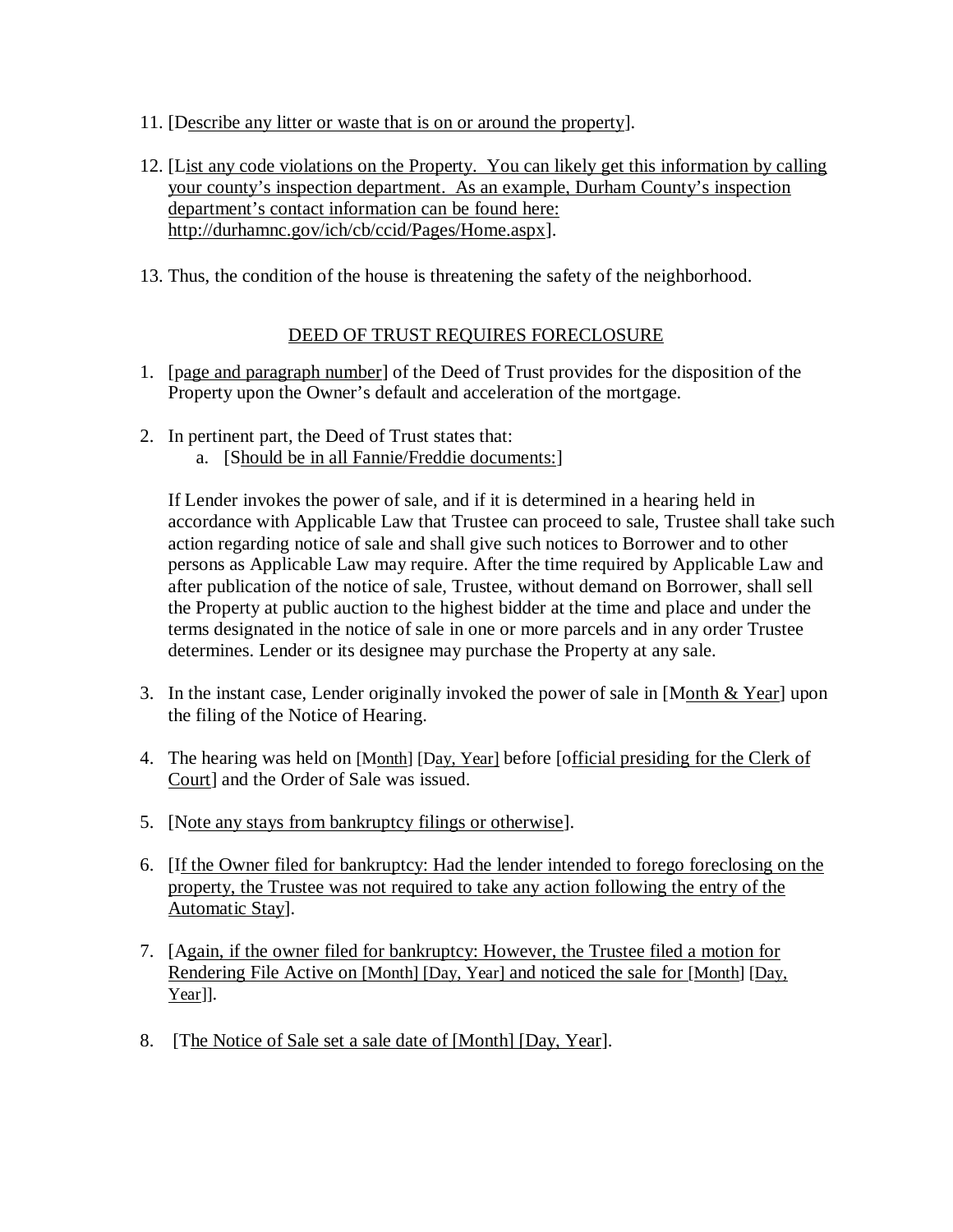11. [Describe any litter or waste that is on or around the property].

12. [List any code violations on the Property. You can likely get this information by calling your county's inspection department. As an example, Durham County's inspection department's contact information can be found here: http://durhamnc.gov/ich/cb/ccid/Pages/Home.aspx].

13. Thus, the condition of the house is threatening the safety of the neighborhood.

## DEED OF TRUST REQUIRES FORECLOSURE

1. [page and paragraph number] of the Deed of Trust provides for the disposition of the Property upon the Owner's default and acceleration of the mortgage.

2. In pertinent part, the Deed of Trust states that:
   a. [Should be in all Fannie/Freddie documents:]

   If Lender invokes the power of sale, and if it is determined in a hearing held in accordance with Applicable Law that Trustee can proceed to sale, Trustee shall take such action regarding notice of sale and shall give such notices to Borrower and to other persons as Applicable Law may require. After the time required by Applicable Law and after publication of the notice of sale, Trustee, without demand on Borrower, shall sell the Property at public auction to the highest bidder at the time and place and under the terms designated in the notice of sale in one or more parcels and in any order Trustee determines. Lender or its designee may purchase the Property at any sale.

3. In the instant case, Lender originally invoked the power of sale in [Month & Year] upon the filing of the Notice of Hearing.

4. The hearing was held on [Month] [Day, Year] before [official presiding for the Clerk of Court] and the Order of Sale was issued.

5. [Note any stays from bankruptcy filings or otherwise].

6. [If the Owner filed for bankruptcy: Had the lender intended to forego foreclosing on the property, the Trustee was not required to take any action following the entry of the Automatic Stay].

7. [Again, if the owner filed for bankruptcy: However, the Trustee filed a motion for Rendering File Active on [Month] [Day, Year] and noticed the sale for [Month] [Day, Year]].

8. [The Notice of Sale set a sale date of [Month] [Day, Year].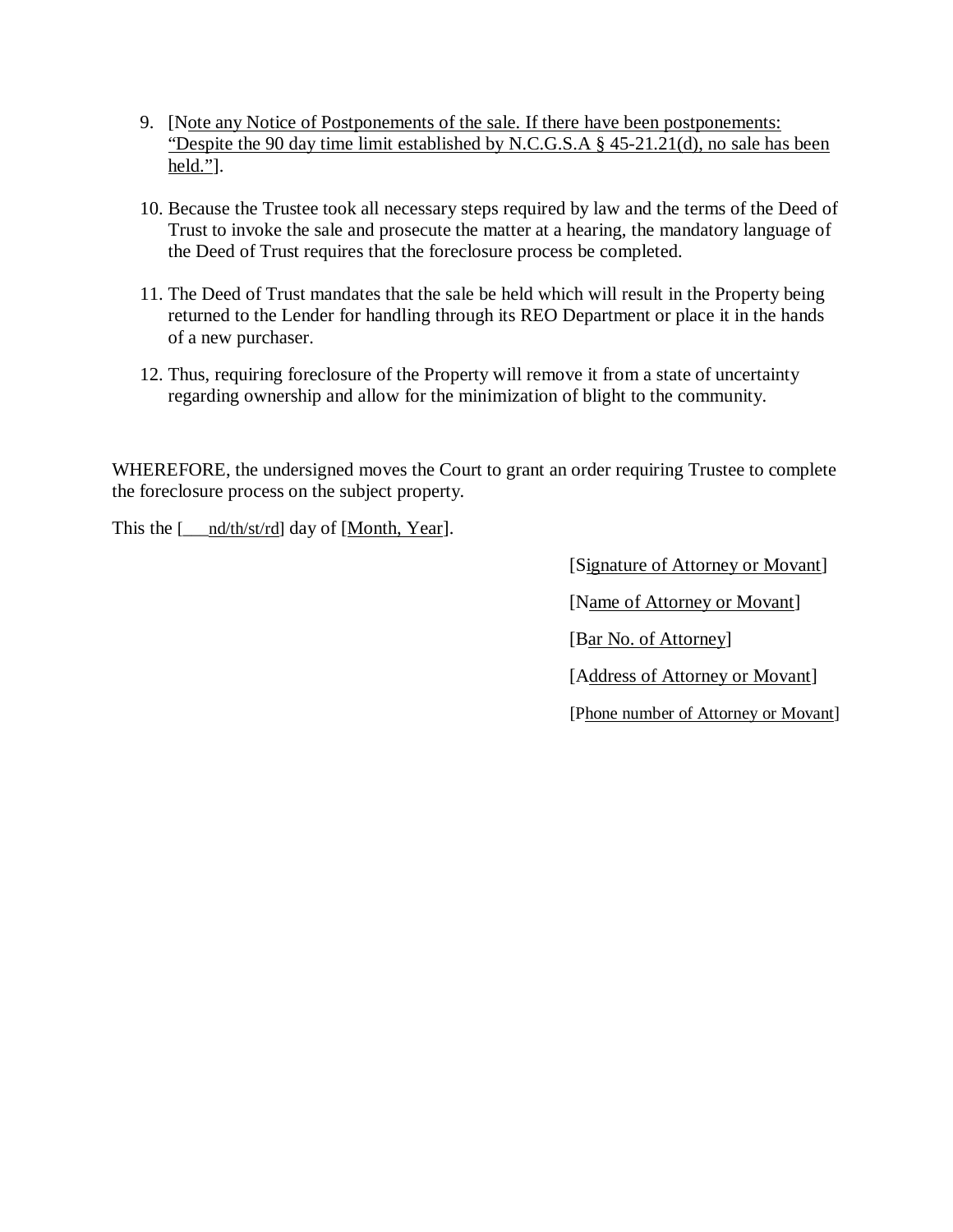9. [Note any Notice of Postponements of the sale. If there have been postponements: "Despite the 90 day time limit established by N.C.G.S.A § 45-21.21(d), no sale has been held."].

10. Because the Trustee took all necessary steps required by law and the terms of the Deed of Trust to invoke the sale and prosecute the matter at a hearing, the mandatory language of the Deed of Trust requires that the foreclosure process be completed.

11. The Deed of Trust mandates that the sale be held which will result in the Property being returned to the Lender for handling through its REO Department or place it in the hands of a new purchaser.

12. Thus, requiring foreclosure of the Property will remove it from a state of uncertainty regarding ownership and allow for the minimization of blight to the community.

WHEREFORE, the undersigned moves the Court to grant an order requiring Trustee to complete the foreclosure process on the subject property.

This the [___nd/th/st/rd] day of [Month, Year].

[Signature of Attorney or Movant]

[Name of Attorney or Movant]

[Bar No. of Attorney]

[Address of Attorney or Movant]

[Phone number of Attorney or Movant]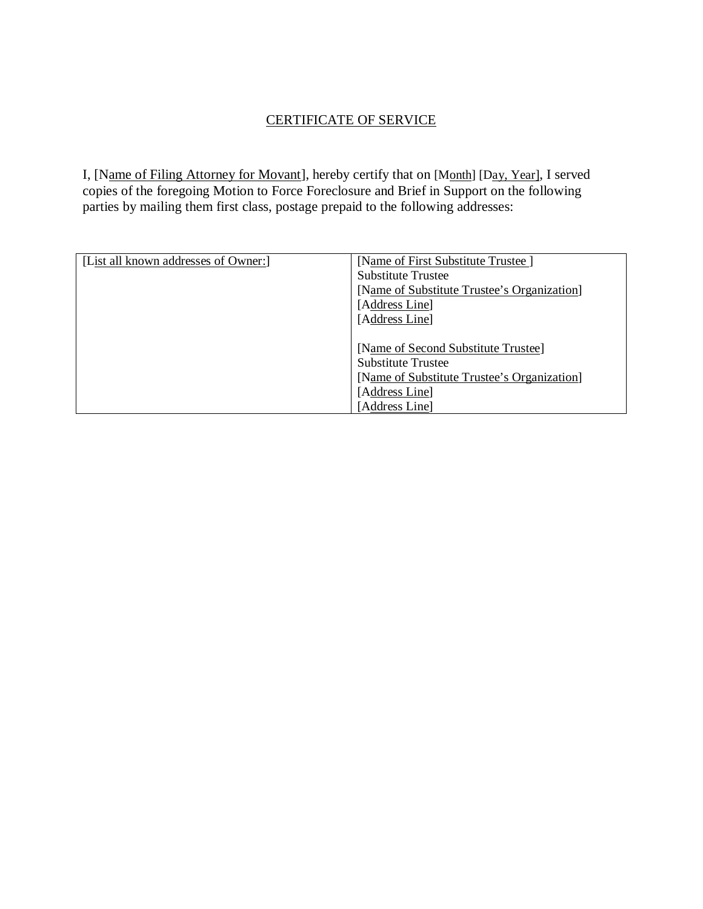# CERTIFICATE OF SERVICE

I, [Name of Filing Attorney for Movant], hereby certify that on [Month] [Day, Year], I served copies of the foregoing Motion to Force Foreclosure and Brief in Support on the following parties by mailing them first class, postage prepaid to the following addresses:

| | |
|---|---|
| [List all known addresses of Owner:] | [Name of First Substitute Trustee ]<br>Substitute Trustee<br>[Name of Substitute Trustee's Organization]<br>[Address Line]<br>[Address Line]<br><br>[Name of Second Substitute Trustee]<br>Substitute Trustee<br>[Name of Substitute Trustee's Organization]<br>[Address Line]<br>[Address Line] |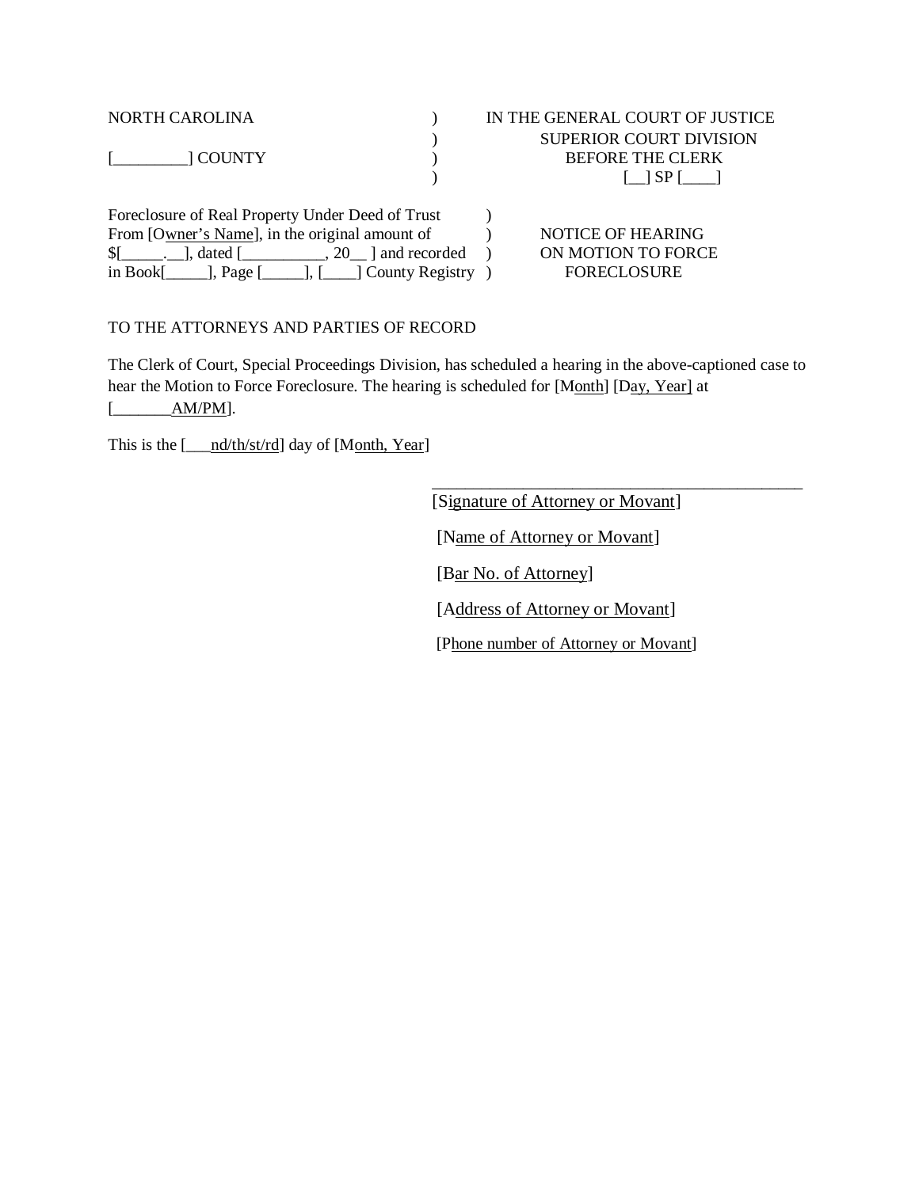| | | |
|---|---|---|
| NORTH CAROLINA | ) | IN THE GENERAL COURT OF JUSTICE |
| | ) | SUPERIOR COURT DIVISION |
| [_________] COUNTY | ) | BEFORE THE CLERK |
| | ) | [__] SP [____] |
| Foreclosure of Real Property Under Deed of Trust | ) | |
| From [Owner's Name], in the original amount of | ) | NOTICE OF HEARING |
| $[_____.__], dated [__________, 20__ ] and recorded | ) | ON MOTION TO FORCE |
| in Book[_____], Page [_____], [____] County Registry | ) | FORECLOSURE |

TO THE ATTORNEYS AND PARTIES OF RECORD

The Clerk of Court, Special Proceedings Division, has scheduled a hearing in the above-captioned case to hear the Motion to Force Foreclosure. The hearing is scheduled for [Month] [Day, Year] at [_______AM/PM].

This is the [___nd/th/st/rd] day of [Month, Year]

_____________________________________________

[Signature of Attorney or Movant]

[Name of Attorney or Movant]

[Bar No. of Attorney]

[Address of Attorney or Movant]

[Phone number of Attorney or Movant]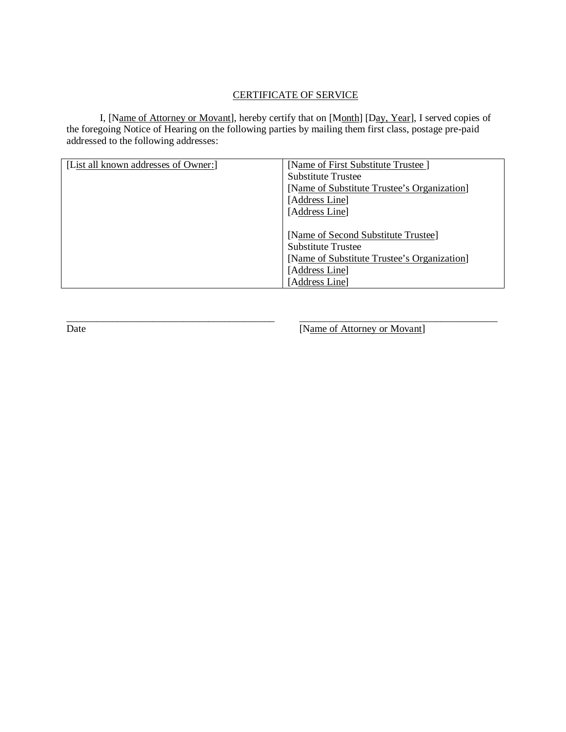# CERTIFICATE OF SERVICE

I, [Name of Attorney or Movant], hereby certify that on [Month] [Day, Year], I served copies of the foregoing Notice of Hearing on the following parties by mailing them first class, postage pre-paid addressed to the following addresses:

| [List all known addresses of Owner:] | [Name of First Substitute Trustee ]<br>Substitute Trustee<br>[Name of Substitute Trustee's Organization]<br>[Address Line]<br>[Address Line]<br><br>[Name of Second Substitute Trustee]<br>Substitute Trustee<br>[Name of Substitute Trustee's Organization]<br>[Address Line]<br>[Address Line] |
|---|---|

_____________________________________________ _________________________________________

Date [Name of Attorney or Movant]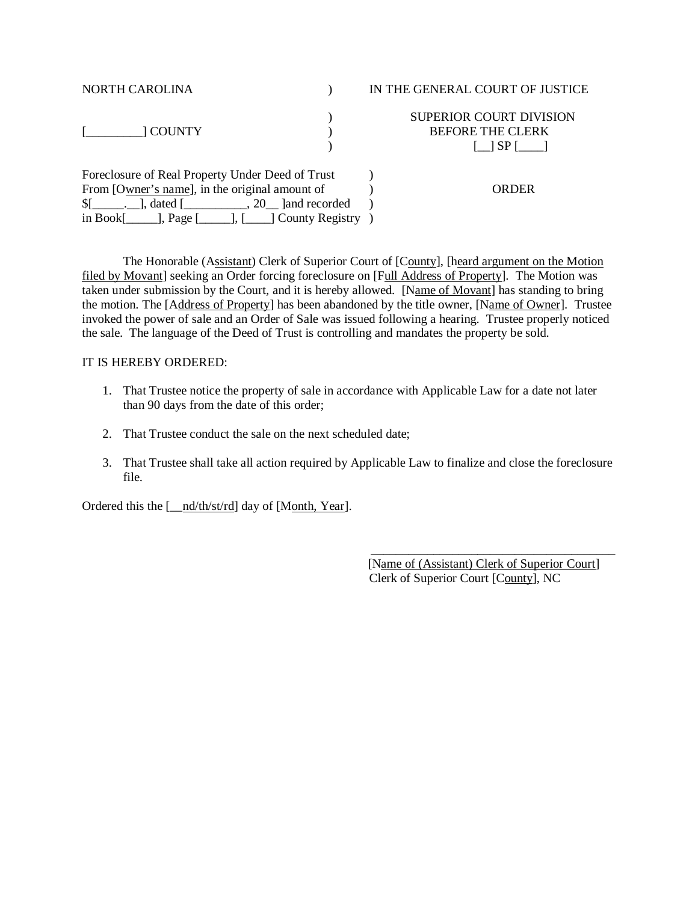| NORTH CAROLINA | ) | IN THE GENERAL COURT OF JUSTICE |
|---|---|---|
| [_________] COUNTY | )<br>)<br>) | SUPERIOR COURT DIVISION<br>BEFORE THE CLERK<br>[__] SP [____] |

| | | |
|---|---|---|
| Foreclosure of Real Property Under Deed of Trust<br>From [Owner's name], in the original amount of<br>$[_____.__], dated [__________, 20__ ]and recorded<br>in Book[_____], Page [_____], [____] County Registry | )<br>)<br>)<br>) | ORDER |

The Honorable (Assistant) Clerk of Superior Court of [County], [heard argument on the Motion filed by Movant] seeking an Order forcing foreclosure on [Full Address of Property]. The Motion was taken under submission by the Court, and it is hereby allowed. [Name of Movant] has standing to bring the motion. The [Address of Property] has been abandoned by the title owner, [Name of Owner]. Trustee invoked the power of sale and an Order of Sale was issued following a hearing. Trustee properly noticed the sale. The language of the Deed of Trust is controlling and mandates the property be sold.

IT IS HEREBY ORDERED:

1. That Trustee notice the property of sale in accordance with Applicable Law for a date not later than 90 days from the date of this order;

2. That Trustee conduct the sale on the next scheduled date;

3. That Trustee shall take all action required by Applicable Law to finalize and close the foreclosure file.

Ordered this the [__nd/th/st/rd] day of [Month, Year].

_________________________________________
[Name of (Assistant) Clerk of Superior Court]
Clerk of Superior Court [County], NC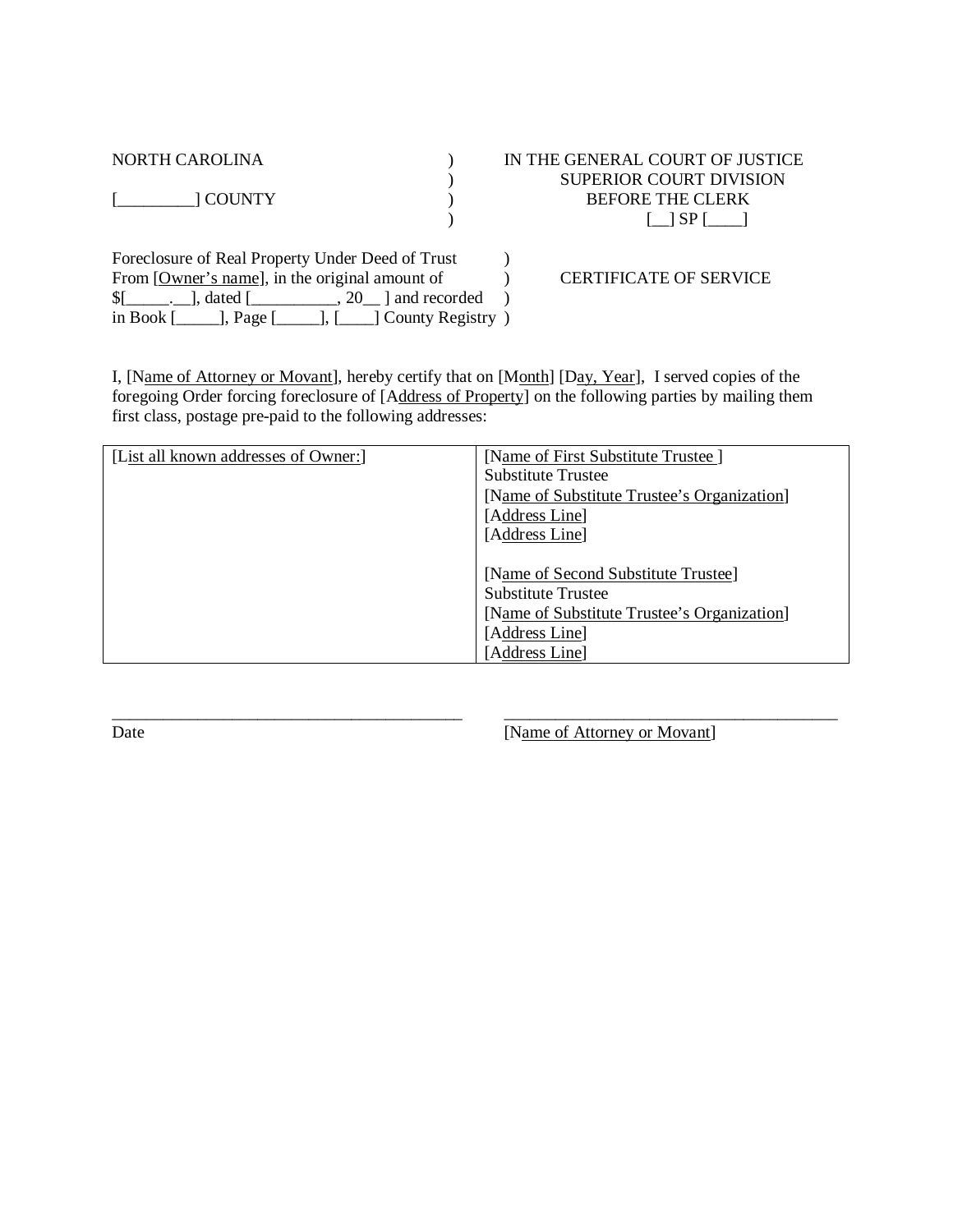NORTH CAROLINA )
) IN THE GENERAL COURT OF JUSTICE
[_________] COUNTY ) SUPERIOR COURT DIVISION
) BEFORE THE CLERK
[__] SP [____]

Foreclosure of Real Property Under Deed of Trust )
From [Owner's name], in the original amount of ) CERTIFICATE OF SERVICE
$[_____.__], dated [__________, 20__ ] and recorded )
in Book [_____], Page [_____], [____] County Registry )

I, [Name of Attorney or Movant], hereby certify that on [Month] [Day, Year], I served copies of the foregoing Order forcing foreclosure of [Address of Property] on the following parties by mailing them first class, postage pre-paid to the following addresses:

| | |
|---|---|
| [List all known addresses of Owner:] | [Name of First Substitute Trustee ]<br>Substitute Trustee<br>[Name of Substitute Trustee's Organization]<br>[Address Line]<br>[Address Line]<br><br>[Name of Second Substitute Trustee]<br>Substitute Trustee<br>[Name of Substitute Trustee's Organization]<br>[Address Line]<br>[Address Line] |

_________________________________________ _________________________________________
Date [Name of Attorney or Movant]